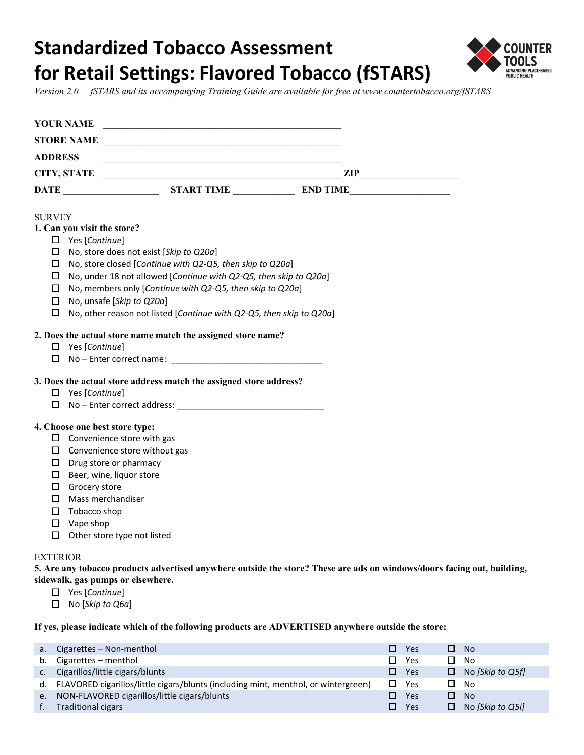# Standardized Tobacco Assessment for Retail Settings: Flavored Tobacco (fSTARS)

*Version 2.0 fSTARS and its accompanying Training Guide are available for free at www.countertobacco.org/fSTARS*

**YOUR NAME** ______________________________________________

**STORE NAME** ______________________________________________

**ADDRESS** ______________________________________________

**CITY, STATE** ______________________________________________ **ZIP**___________________

**DATE** __________________ **START TIME** ____________ **END TIME**___________________

SURVEY

**1. Can you visit the store?**

- ☐ Yes [*Continue*]
- ☐ No, store does not exist [*Skip to Q20a*]
- ☐ No, store closed [*Continue with Q2-Q5, then skip to Q20a*]
- ☐ No, under 18 not allowed [*Continue with Q2-Q5, then skip to Q20a*]
- ☐ No, members only [*Continue with Q2-Q5, then skip to Q20a*]
- ☐ No, unsafe [*Skip to Q20a*]
- ☐ No, other reason not listed [*Continue with Q2-Q5, then skip to Q20a*]

**2. Does the actual store name match the assigned store name?**

- ☐ Yes [*Continue*]
- ☐ No – Enter correct name: ______________________________

**3. Does the actual store address match the assigned store address?**

- ☐ Yes [*Continue*]
- ☐ No – Enter correct address: ______________________________

**4. Choose one best store type:**

- ☐ Convenience store with gas
- ☐ Convenience store without gas
- ☐ Drug store or pharmacy
- ☐ Beer, wine, liquor store
- ☐ Grocery store
- ☐ Mass merchandiser
- ☐ Tobacco shop
- ☐ Vape shop
- ☐ Other store type not listed

EXTERIOR

**5. Are any tobacco products advertised anywhere outside the store? These are ads on windows/doors facing out, building, sidewalk, gas pumps or elsewhere.**

- ☐ Yes [*Continue*]
- ☐ No [*Skip to Q6a*]

**If yes, please indicate which of the following products are ADVERTISED anywhere outside the store:**

| | | | |
|---|---|---|---|
| a. | Cigarettes – Non-menthol | ☐ Yes | ☐ No |
| b. | Cigarettes – menthol | ☐ Yes | ☐ No |
| c. | Cigarillos/little cigars/blunts | ☐ Yes | ☐ No *[Skip to Q5f]* |
| d. | FLAVORED cigarillos/little cigars/blunts (including mint, menthol, or wintergreen) | ☐ Yes | ☐ No |
| e. | NON-FLAVORED cigarillos/little cigars/blunts | ☐ Yes | ☐ No |
| f. | Traditional cigars | ☐ Yes | ☐ No *[Skip to Q5i]* |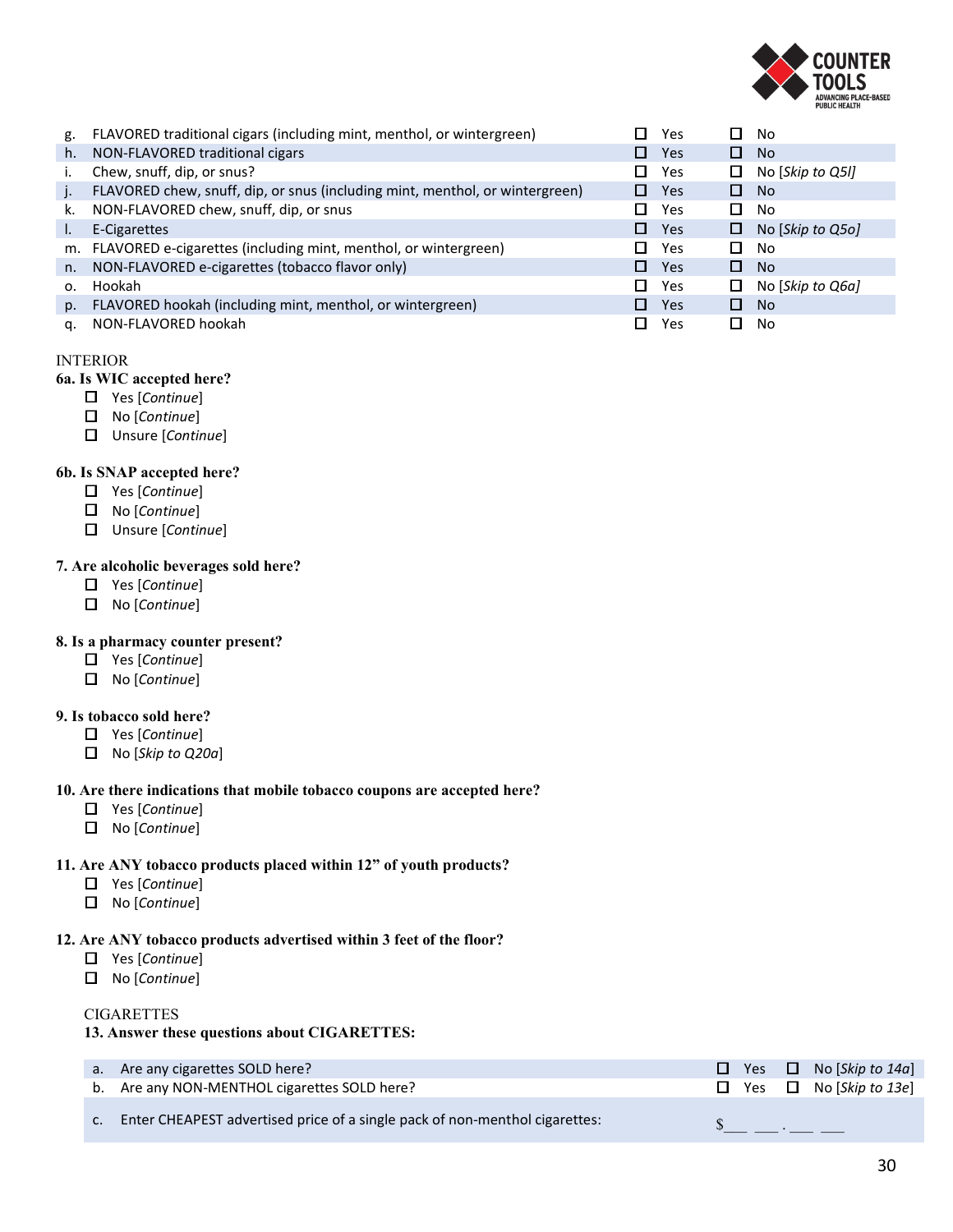| | | | |
|---|---|---|---|
| g. | FLAVORED traditional cigars (including mint, menthol, or wintergreen) | ☐ Yes | ☐ No |
| h. | NON-FLAVORED traditional cigars | ☐ Yes | ☐ No |
| i. | Chew, snuff, dip, or snus? | ☐ Yes | ☐ No [*Skip to Q5l*] |
| j. | FLAVORED chew, snuff, dip, or snus (including mint, menthol, or wintergreen) | ☐ Yes | ☐ No |
| k. | NON-FLAVORED chew, snuff, dip, or snus | ☐ Yes | ☐ No |
| l. | E-Cigarettes | ☐ Yes | ☐ No [*Skip to Q5o*] |
| m. | FLAVORED e-cigarettes (including mint, menthol, or wintergreen) | ☐ Yes | ☐ No |
| n. | NON-FLAVORED e-cigarettes (tobacco flavor only) | ☐ Yes | ☐ No |
| o. | Hookah | ☐ Yes | ☐ No [*Skip to Q6a*] |
| p. | FLAVORED hookah (including mint, menthol, or wintergreen) | ☐ Yes | ☐ No |
| q. | NON-FLAVORED hookah | ☐ Yes | ☐ No |

INTERIOR

**6a. Is WIC accepted here?**

- ☐ Yes [*Continue*]
- ☐ No [*Continue*]
- ☐ Unsure [*Continue*]

**6b. Is SNAP accepted here?**

- ☐ Yes [*Continue*]
- ☐ No [*Continue*]
- ☐ Unsure [*Continue*]

**7. Are alcoholic beverages sold here?**

- ☐ Yes [*Continue*]
- ☐ No [*Continue*]

**8. Is a pharmacy counter present?**

- ☐ Yes [*Continue*]
- ☐ No [*Continue*]

**9. Is tobacco sold here?**

- ☐ Yes [*Continue*]
- ☐ No [*Skip to Q20a*]

**10. Are there indications that mobile tobacco coupons are accepted here?**

- ☐ Yes [*Continue*]
- ☐ No [*Continue*]

**11. Are ANY tobacco products placed within 12" of youth products?**

- ☐ Yes [*Continue*]
- ☐ No [*Continue*]

**12. Are ANY tobacco products advertised within 3 feet of the floor?**

- ☐ Yes [*Continue*]
- ☐ No [*Continue*]

CIGARETTES

**13. Answer these questions about CIGARETTES:**

| | | | |
|---|---|---|---|
| a. | Are any cigarettes SOLD here? | ☐ Yes | ☐ No [*Skip to 14a*] |
| b. | Are any NON-MENTHOL cigarettes SOLD here? | ☐ Yes | ☐ No [*Skip to 13e*] |
| c. | Enter CHEAPEST advertised price of a single pack of non-menthol cigarettes: | $\_\_ \_\_ . \_\_ \_\_ | |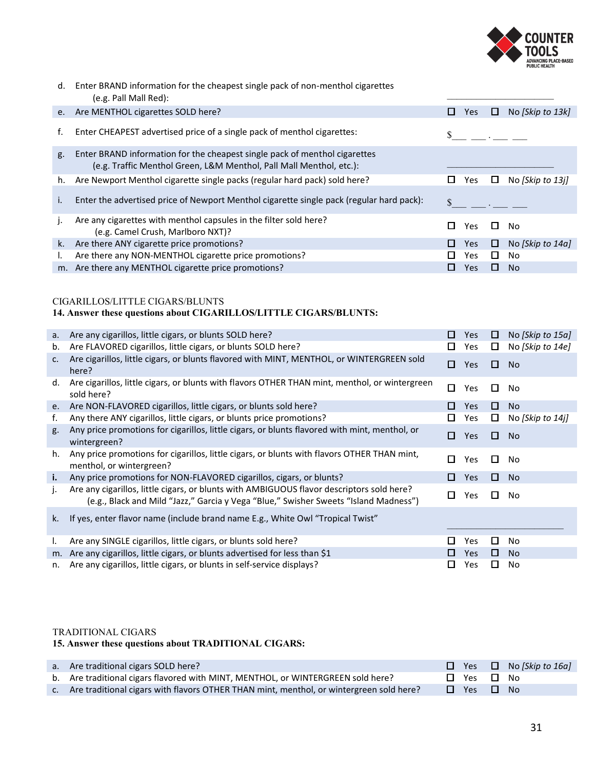| | | | |
|---|---|---|---|
| d. | Enter BRAND information for the cheapest single pack of non-menthol cigarettes (e.g. Pall Mall Red): | ____________________ | |
| e. | Are MENTHOL cigarettes SOLD here? | ☐ Yes | ☐ No *[Skip to 13k]* |
| f. | Enter CHEAPEST advertised price of a single pack of menthol cigarettes: | $___ ___ . ___ ___ | |
| g. | Enter BRAND information for the cheapest single pack of menthol cigarettes (e.g. Traffic Menthol Green, L&M Menthol, Pall Mall Menthol, etc.): | ____________________ | |
| h. | Are Newport Menthol cigarette single packs (regular hard pack) sold here? | ☐ Yes | ☐ No *[Skip to 13j]* |
| i. | Enter the advertised price of Newport Menthol cigarette single pack (regular hard pack): | $___ ___ . ___ ___ | |
| j. | Are any cigarettes with menthol capsules in the filter sold here? (e.g. Camel Crush, Marlboro NXT)? | ☐ Yes | ☐ No |
| k. | Are there ANY cigarette price promotions? | ☐ Yes | ☐ No *[Skip to 14a]* |
| l. | Are there any NON-MENTHOL cigarette price promotions? | ☐ Yes | ☐ No |
| m. | Are there any MENTHOL cigarette price promotions? | ☐ Yes | ☐ No |

CIGARILLOS/LITTLE CIGARS/BLUNTS

**14. Answer these questions about CIGARILLOS/LITTLE CIGARS/BLUNTS:**

| | | | |
|---|---|---|---|
| a. | Are any cigarillos, little cigars, or blunts SOLD here? | ☐ Yes | ☐ No *[Skip to 15a]* |
| b. | Are FLAVORED cigarillos, little cigars, or blunts SOLD here? | ☐ Yes | ☐ No *[Skip to 14e]* |
| c. | Are cigarillos, little cigars, or blunts flavored with MINT, MENTHOL, or WINTERGREEN sold here? | ☐ Yes | ☐ No |
| d. | Are cigarillos, little cigars, or blunts with flavors OTHER THAN mint, menthol, or wintergreen sold here? | ☐ Yes | ☐ No |
| e. | Are NON-FLAVORED cigarillos, little cigars, or blunts sold here? | ☐ Yes | ☐ No |
| f. | Any there ANY cigarillos, little cigars, or blunts price promotions? | ☐ Yes | ☐ No *[Skip to 14j]* |
| g. | Any price promotions for cigarillos, little cigars, or blunts flavored with mint, menthol, or wintergreen? | ☐ Yes | ☐ No |
| h. | Any price promotions for cigarillos, little cigars, or blunts with flavors OTHER THAN mint, menthol, or wintergreen? | ☐ Yes | ☐ No |
| **i.** | Any price promotions for NON-FLAVORED cigarillos, cigars, or blunts? | ☐ Yes | ☐ No |
| j. | Are any cigarillos, little cigars, or blunts with AMBIGUOUS flavor descriptors sold here? (e.g., Black and Mild "Jazz," Garcia y Vega "Blue," Swisher Sweets "Island Madness") | ☐ Yes | ☐ No |
| k. | If yes, enter flavor name (include brand name E.g., White Owl "Tropical Twist" | ____________________ | |
| l. | Are any SINGLE cigarillos, little cigars, or blunts sold here? | ☐ Yes | ☐ No |
| m. | Are any cigarillos, little cigars, or blunts advertised for less than $1 | ☐ Yes | ☐ No |
| n. | Are any cigarillos, little cigars, or blunts in self-service displays? | ☐ Yes | ☐ No |

TRADITIONAL CIGARS

**15. Answer these questions about TRADITIONAL CIGARS:**

| | | | |
|---|---|---|---|
| a. | Are traditional cigars SOLD here? | ☐ Yes | ☐ No *[Skip to 16a]* |
| b. | Are traditional cigars flavored with MINT, MENTHOL, or WINTERGREEN sold here? | ☐ Yes | ☐ No |
| c. | Are traditional cigars with flavors OTHER THAN mint, menthol, or wintergreen sold here? | ☐ Yes | ☐ No |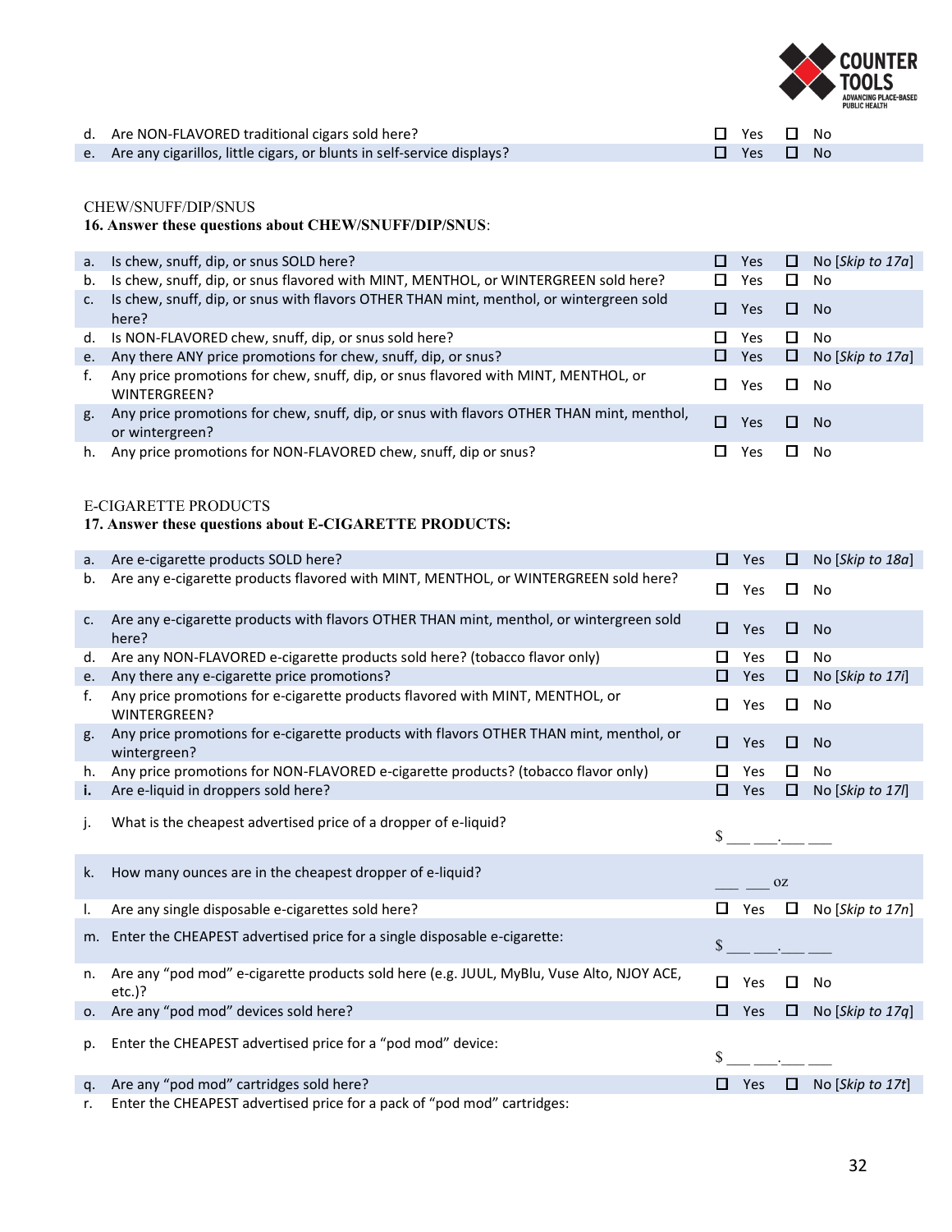| | | | |
|---|---|---|---|
| d. | Are NON-FLAVORED traditional cigars sold here? | ☐ Yes | ☐ No |
| e. | Are any cigarillos, little cigars, or blunts in self-service displays? | ☐ Yes | ☐ No |

CHEW/SNUFF/DIP/SNUS

**16. Answer these questions about CHEW/SNUFF/DIP/SNUS**:

| | | | |
|---|---|---|---|
| a. | Is chew, snuff, dip, or snus SOLD here? | ☐ Yes | ☐ No [*Skip to 17a*] |
| b. | Is chew, snuff, dip, or snus flavored with MINT, MENTHOL, or WINTERGREEN sold here? | ☐ Yes | ☐ No |
| c. | Is chew, snuff, dip, or snus with flavors OTHER THAN mint, menthol, or wintergreen sold here? | ☐ Yes | ☐ No |
| d. | Is NON-FLAVORED chew, snuff, dip, or snus sold here? | ☐ Yes | ☐ No |
| e. | Any there ANY price promotions for chew, snuff, dip, or snus? | ☐ Yes | ☐ No [*Skip to 17a*] |
| f. | Any price promotions for chew, snuff, dip, or snus flavored with MINT, MENTHOL, or WINTERGREEN? | ☐ Yes | ☐ No |
| g. | Any price promotions for chew, snuff, dip, or snus with flavors OTHER THAN mint, menthol, or wintergreen? | ☐ Yes | ☐ No |
| h. | Any price promotions for NON-FLAVORED chew, snuff, dip or snus? | ☐ Yes | ☐ No |

E-CIGARETTE PRODUCTS

**17. Answer these questions about E-CIGARETTE PRODUCTS:**

| | | | |
|---|---|---|---|
| a. | Are e-cigarette products SOLD here? | ☐ Yes | ☐ No [*Skip to 18a*] |
| b. | Are any e-cigarette products flavored with MINT, MENTHOL, or WINTERGREEN sold here? | ☐ Yes | ☐ No |
| c. | Are any e-cigarette products with flavors OTHER THAN mint, menthol, or wintergreen sold here? | ☐ Yes | ☐ No |
| d. | Are any NON-FLAVORED e-cigarette products sold here? (tobacco flavor only) | ☐ Yes | ☐ No |
| e. | Any there any e-cigarette price promotions? | ☐ Yes | ☐ No [*Skip to 17i*] |
| f. | Any price promotions for e-cigarette products flavored with MINT, MENTHOL, or WINTERGREEN? | ☐ Yes | ☐ No |
| g. | Any price promotions for e-cigarette products with flavors OTHER THAN mint, menthol, or wintergreen? | ☐ Yes | ☐ No |
| h. | Any price promotions for NON-FLAVORED e-cigarette products? (tobacco flavor only) | ☐ Yes | ☐ No |
| **i.** | Are e-liquid in droppers sold here? | ☐ Yes | ☐ No [*Skip to 17l*] |
| j. | What is the cheapest advertised price of a dropper of e-liquid? | $ ___ ___.___ ___ | |
| k. | How many ounces are in the cheapest dropper of e-liquid? | ___ ___ oz | |
| l. | Are any single disposable e-cigarettes sold here? | ☐ Yes | ☐ No [*Skip to 17n*] |
| m. | Enter the CHEAPEST advertised price for a single disposable e-cigarette: | $ ___ ___.___ ___ | |
| n. | Are any "pod mod" e-cigarette products sold here (e.g. JUUL, MyBlu, Vuse Alto, NJOY ACE, etc.)? | ☐ Yes | ☐ No |
| o. | Are any "pod mod" devices sold here? | ☐ Yes | ☐ No [*Skip to 17q*] |
| p. | Enter the CHEAPEST advertised price for a "pod mod" device: | $ ___ ___.___ ___ | |
| q. | Are any "pod mod" cartridges sold here? | ☐ Yes | ☐ No [*Skip to 17t*] |
| r. | Enter the CHEAPEST advertised price for a pack of "pod mod" cartridges: | | |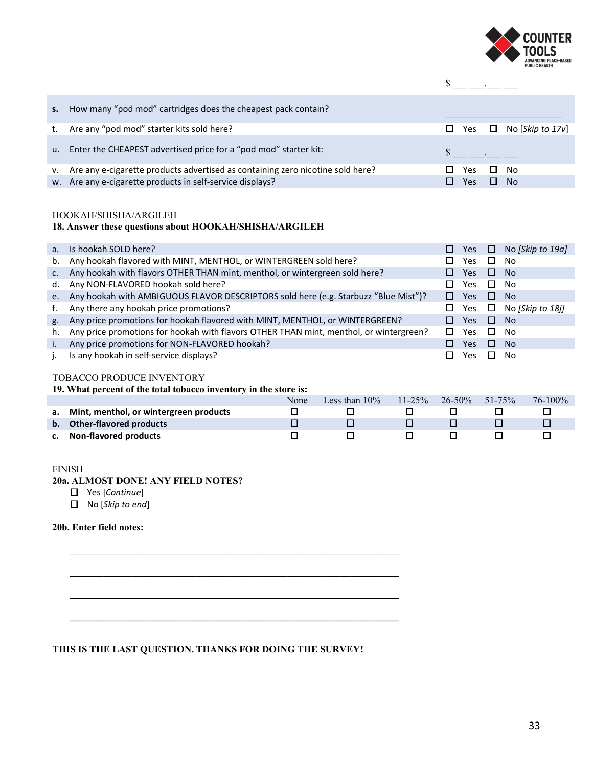$ ___ ___.___ ___

| | | |
|---|---|---|
| **s.** | How many "pod mod" cartridges does the cheapest pack contain? | ________________________ |
| t. | Are any "pod mod" starter kits sold here? | ☐ Yes ☐ No [*Skip to 17v*] |
| u. | Enter the CHEAPEST advertised price for a "pod mod" starter kit: | $ ___ ___.___ ___ |
| v. | Are any e-cigarette products advertised as containing zero nicotine sold here? | ☐ Yes ☐ No |
| w. | Are any e-cigarette products in self-service displays? | ☐ Yes ☐ No |

HOOKAH/SHISHA/ARGILEH

**18. Answer these questions about HOOKAH/SHISHA/ARGILEH**

| | | |
|---|---|---|
| a. | Is hookah SOLD here? | ☐ Yes ☐ No *[Skip to 19a]* |
| b. | Any hookah flavored with MINT, MENTHOL, or WINTERGREEN sold here? | ☐ Yes ☐ No |
| c. | Any hookah with flavors OTHER THAN mint, menthol, or wintergreen sold here? | ☐ Yes ☐ No |
| d. | Any NON-FLAVORED hookah sold here? | ☐ Yes ☐ No |
| e. | Any hookah with AMBIGUOUS FLAVOR DESCRIPTORS sold here (e.g. Starbuzz "Blue Mist")? | ☐ Yes ☐ No |
| f. | Any there any hookah price promotions? | ☐ Yes ☐ No *[Skip to 18j]* |
| g. | Any price promotions for hookah flavored with MINT, MENTHOL, or WINTERGREEN? | ☐ Yes ☐ No |
| h. | Any price promotions for hookah with flavors OTHER THAN mint, menthol, or wintergreen? | ☐ Yes ☐ No |
| i. | Any price promotions for NON-FLAVORED hookah? | ☐ Yes ☐ No |
| j. | Is any hookah in self-service displays? | ☐ Yes ☐ No |

TOBACCO PRODUCE INVENTORY

**19. What percent of the total tobacco inventory in the store is:**

| | None | Less than 10% | 11-25% | 26-50% | 51-75% | 76-100% |
|---|---|---|---|---|---|---|
| **a. Mint, menthol, or wintergreen products** | ☐ | ☐ | ☐ | ☐ | ☐ | ☐ |
| **b. Other-flavored products** | ☐ | ☐ | ☐ | ☐ | ☐ | ☐ |
| **c. Non-flavored products** | ☐ | ☐ | ☐ | ☐ | ☐ | ☐ |

FINISH

**20a. ALMOST DONE! ANY FIELD NOTES?**

- ☐ Yes [*Continue*]
- ☐ No [*Skip to end*]

**20b. Enter field notes:**

_______________________________________________________________

_______________________________________________________________

_______________________________________________________________

_______________________________________________________________

**THIS IS THE LAST QUESTION. THANKS FOR DOING THE SURVEY!**